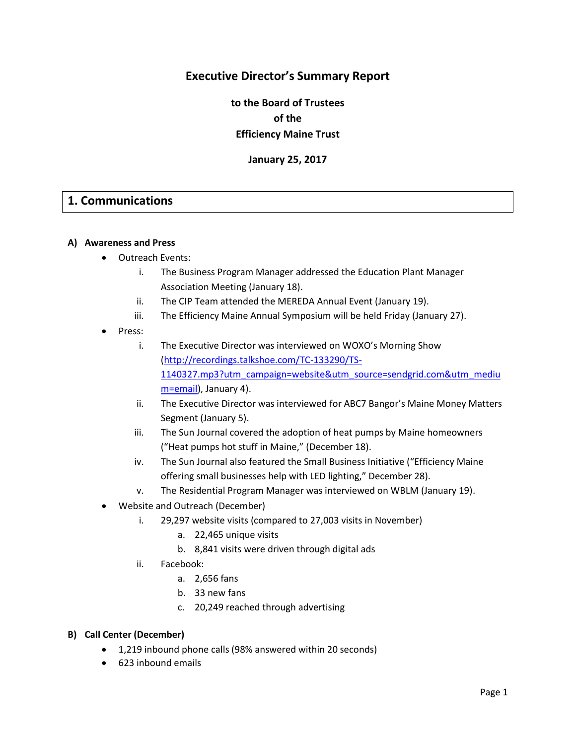# Executive Director's Summary Report

**to the Board of Trustees**
**of the**
**Efficiency Maine Trust**

**January 25, 2017**

## 1. Communications

### A) Awareness and Press

- Outreach Events:
    i. The Business Program Manager addressed the Education Plant Manager Association Meeting (January 18).
    ii. The CIP Team attended the MEREDA Annual Event (January 19).
    iii. The Efficiency Maine Annual Symposium will be held Friday (January 27).
- Press:
    i. The Executive Director was interviewed on WOXO's Morning Show (http://recordings.talkshoe.com/TC-133290/TS-1140327.mp3?utm_campaign=website&utm_source=sendgrid.com&utm_medium=email), January 4).
    ii. The Executive Director was interviewed for ABC7 Bangor's Maine Money Matters Segment (January 5).
    iii. The Sun Journal covered the adoption of heat pumps by Maine homeowners ("Heat pumps hot stuff in Maine," (December 18).
    iv. The Sun Journal also featured the Small Business Initiative ("Efficiency Maine offering small businesses help with LED lighting," December 28).
    v. The Residential Program Manager was interviewed on WBLM (January 19).
- Website and Outreach (December)
    i. 29,297 website visits (compared to 27,003 visits in November)
        a. 22,465 unique visits
        b. 8,841 visits were driven through digital ads
    ii. Facebook:
        a. 2,656 fans
        b. 33 new fans
        c. 20,249 reached through advertising

### B) Call Center (December)

- 1,219 inbound phone calls (98% answered within 20 seconds)
- 623 inbound emails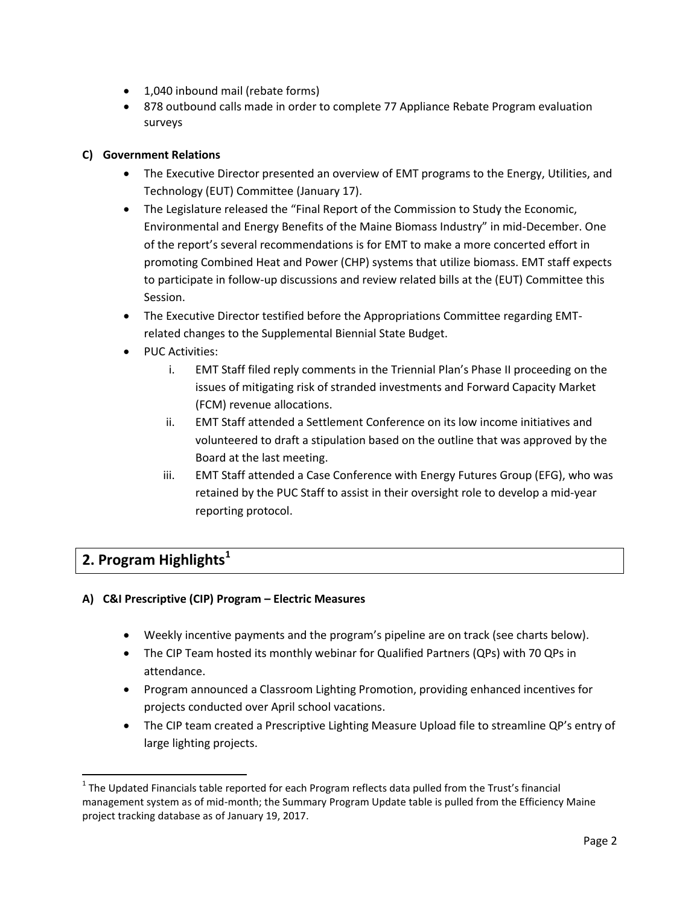- 1,040 inbound mail (rebate forms)
- 878 outbound calls made in order to complete 77 Appliance Rebate Program evaluation surveys

**C) Government Relations**

- The Executive Director presented an overview of EMT programs to the Energy, Utilities, and Technology (EUT) Committee (January 17).
- The Legislature released the "Final Report of the Commission to Study the Economic, Environmental and Energy Benefits of the Maine Biomass Industry" in mid-December. One of the report's several recommendations is for EMT to make a more concerted effort in promoting Combined Heat and Power (CHP) systems that utilize biomass. EMT staff expects to participate in follow-up discussions and review related bills at the (EUT) Committee this Session.
- The Executive Director testified before the Appropriations Committee regarding EMT-related changes to the Supplemental Biennial State Budget.
- PUC Activities:
    i. EMT Staff filed reply comments in the Triennial Plan's Phase II proceeding on the issues of mitigating risk of stranded investments and Forward Capacity Market (FCM) revenue allocations.
    ii. EMT Staff attended a Settlement Conference on its low income initiatives and volunteered to draft a stipulation based on the outline that was approved by the Board at the last meeting.
    iii. EMT Staff attended a Case Conference with Energy Futures Group (EFG), who was retained by the PUC Staff to assist in their oversight role to develop a mid-year reporting protocol.

## 2. Program Highlights[1]

**A) C&I Prescriptive (CIP) Program – Electric Measures**

- Weekly incentive payments and the program's pipeline are on track (see charts below).
- The CIP Team hosted its monthly webinar for Qualified Partners (QPs) with 70 QPs in attendance.
- Program announced a Classroom Lighting Promotion, providing enhanced incentives for projects conducted over April school vacations.
- The CIP team created a Prescriptive Lighting Measure Upload file to streamline QP's entry of large lighting projects.

[1] The Updated Financials table reported for each Program reflects data pulled from the Trust's financial management system as of mid-month; the Summary Program Update table is pulled from the Efficiency Maine project tracking database as of January 19, 2017.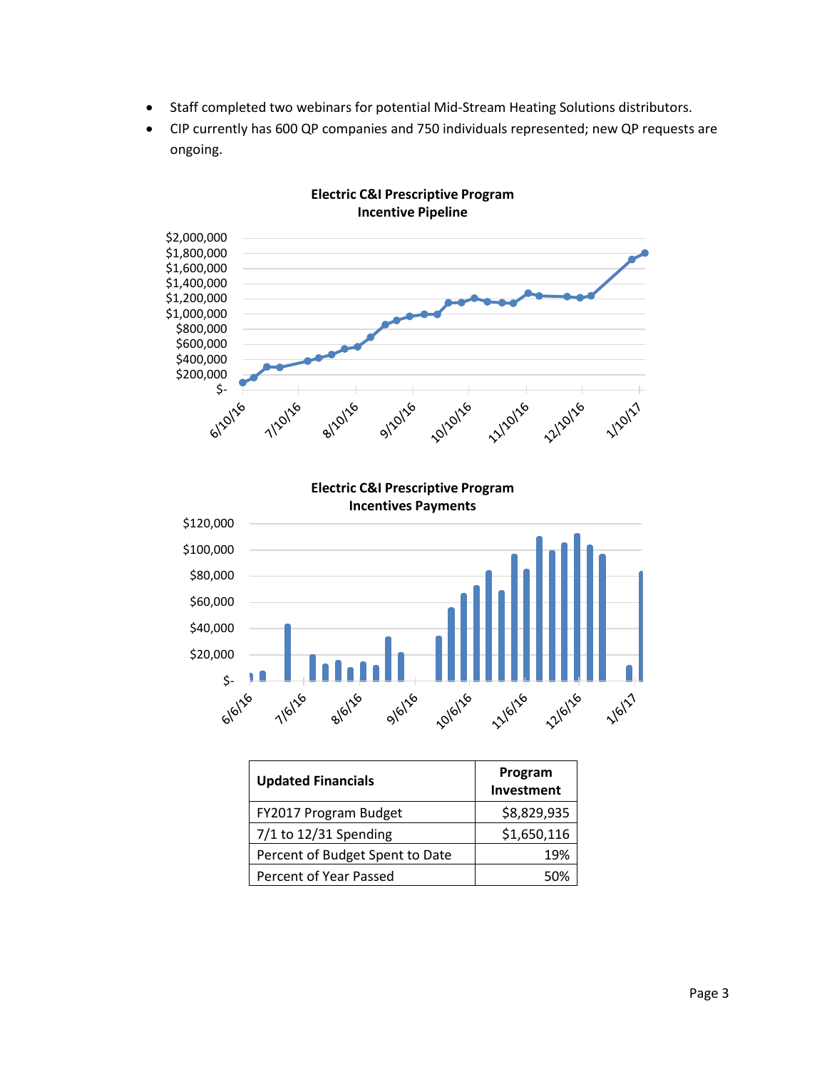- Staff completed two webinars for potential Mid-Stream Heating Solutions distributors.
- CIP currently has 600 QP companies and 750 individuals represented; new QP requests are ongoing.

**Electric C&I Prescriptive Program Incentive Pipeline**

**Electric C&I Prescriptive Program Incentives Payments**

| Updated Financials | Program Investment |
| --- | --- |
| FY2017 Program Budget | $8,829,935 |
| 7/1 to 12/31 Spending | $1,650,116 |
| Percent of Budget Spent to Date | 19% |
| Percent of Year Passed | 50% |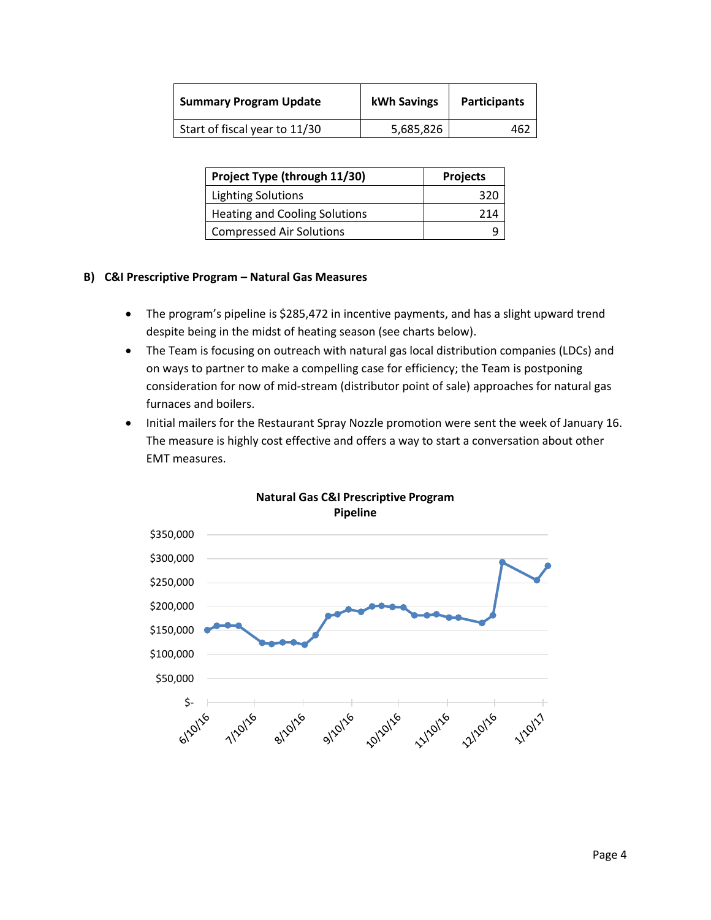| Summary Program Update | kWh Savings | Participants |
| --- | --- | --- |
| Start of fiscal year to 11/30 | 5,685,826 | 462 |

| Project Type (through 11/30) | Projects |
| --- | --- |
| Lighting Solutions | 320 |
| Heating and Cooling Solutions | 214 |
| Compressed Air Solutions | 9 |

### B) C&I Prescriptive Program – Natural Gas Measures

- The program's pipeline is $285,472 in incentive payments, and has a slight upward trend despite being in the midst of heating season (see charts below).
- The Team is focusing on outreach with natural gas local distribution companies (LDCs) and on ways to partner to make a compelling case for efficiency; the Team is postponing consideration for now of mid-stream (distributor point of sale) approaches for natural gas furnaces and boilers.
- Initial mailers for the Restaurant Spray Nozzle promotion were sent the week of January 16. The measure is highly cost effective and offers a way to start a conversation about other EMT measures.

**Natural Gas C&I Prescriptive Program Pipeline**

$350,000
$300,000
$250,000
$200,000
$150,000
$100,000
$50,000
$-

6/10/16 7/10/16 8/10/16 9/10/16 10/10/16 11/10/16 12/10/16 1/10/17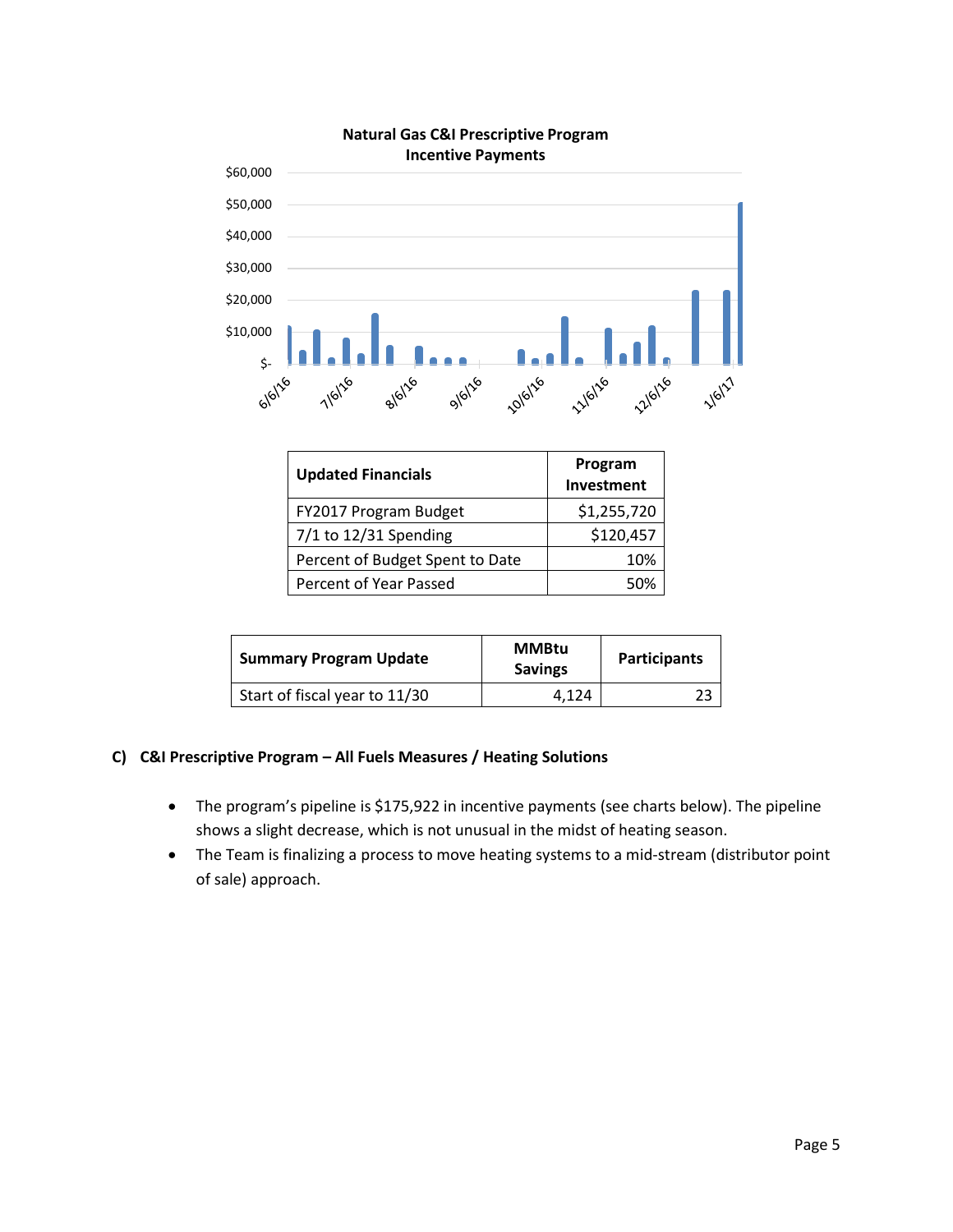**Natural Gas C&I Prescriptive Program Incentive Payments**

| Updated Financials | Program Investment |
| --- | --- |
| FY2017 Program Budget | $1,255,720 |
| 7/1 to 12/31 Spending | $120,457 |
| Percent of Budget Spent to Date | 10% |
| Percent of Year Passed | 50% |

| Summary Program Update | MMBtu Savings | Participants |
| --- | --- | --- |
| Start of fiscal year to 11/30 | 4,124 | 23 |

### C) C&I Prescriptive Program – All Fuels Measures / Heating Solutions

- The program's pipeline is $175,922 in incentive payments (see charts below). The pipeline shows a slight decrease, which is not unusual in the midst of heating season.
- The Team is finalizing a process to move heating systems to a mid-stream (distributor point of sale) approach.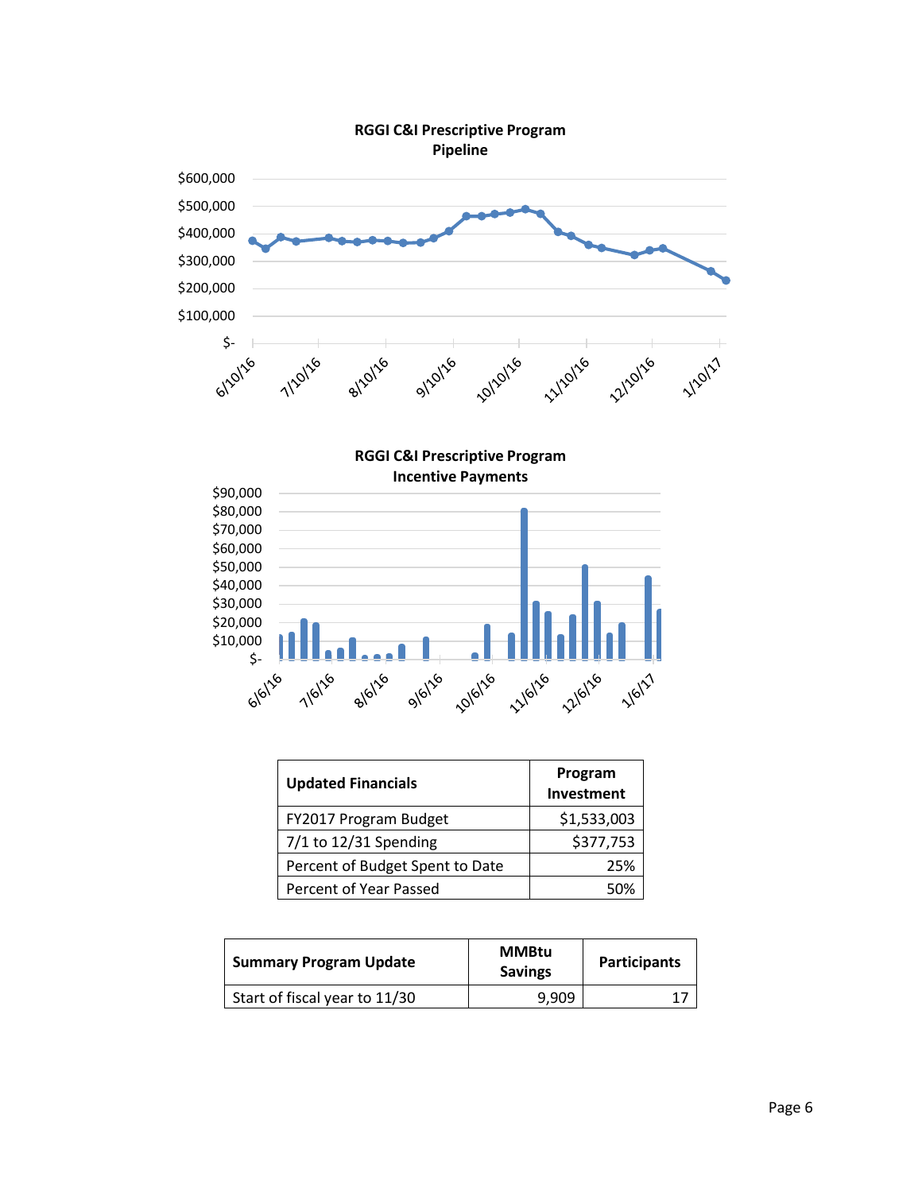**RGGI C&I Prescriptive Program Pipeline**

**RGGI C&I Prescriptive Program Incentive Payments**

| Updated Financials | Program Investment |
|---|---|
| FY2017 Program Budget | $1,533,003 |
| 7/1 to 12/31 Spending | $377,753 |
| Percent of Budget Spent to Date | 25% |
| Percent of Year Passed | 50% |

| Summary Program Update | MMBtu Savings | Participants |
|---|---|---|
| Start of fiscal year to 11/30 | 9,909 | 17 |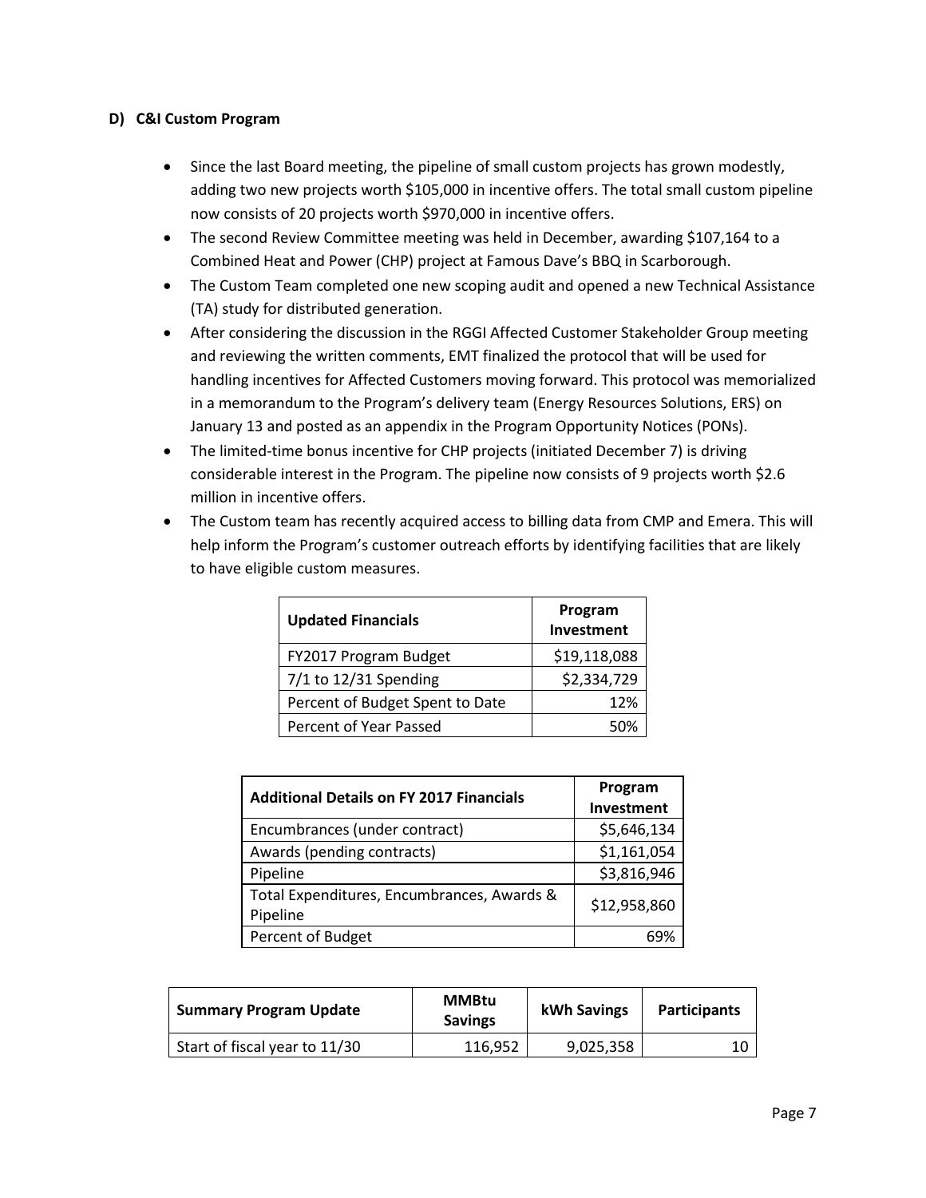### D) C&I Custom Program

- Since the last Board meeting, the pipeline of small custom projects has grown modestly, adding two new projects worth $105,000 in incentive offers. The total small custom pipeline now consists of 20 projects worth $970,000 in incentive offers.
- The second Review Committee meeting was held in December, awarding $107,164 to a Combined Heat and Power (CHP) project at Famous Dave's BBQ in Scarborough.
- The Custom Team completed one new scoping audit and opened a new Technical Assistance (TA) study for distributed generation.
- After considering the discussion in the RGGI Affected Customer Stakeholder Group meeting and reviewing the written comments, EMT finalized the protocol that will be used for handling incentives for Affected Customers moving forward. This protocol was memorialized in a memorandum to the Program's delivery team (Energy Resources Solutions, ERS) on January 13 and posted as an appendix in the Program Opportunity Notices (PONs).
- The limited-time bonus incentive for CHP projects (initiated December 7) is driving considerable interest in the Program. The pipeline now consists of 9 projects worth $2.6 million in incentive offers.
- The Custom team has recently acquired access to billing data from CMP and Emera. This will help inform the Program's customer outreach efforts by identifying facilities that are likely to have eligible custom measures.

| Updated Financials | Program Investment |
|---|---|
| FY2017 Program Budget | $19,118,088 |
| 7/1 to 12/31 Spending | $2,334,729 |
| Percent of Budget Spent to Date | 12% |
| Percent of Year Passed | 50% |

| Additional Details on FY 2017 Financials | Program Investment |
|---|---|
| Encumbrances (under contract) | $5,646,134 |
| Awards (pending contracts) | $1,161,054 |
| Pipeline | $3,816,946 |
| Total Expenditures, Encumbrances, Awards & Pipeline | $12,958,860 |
| Percent of Budget | 69% |

| Summary Program Update | MMBtu Savings | kWh Savings | Participants |
|---|---|---|---|
| Start of fiscal year to 11/30 | 116,952 | 9,025,358 | 10 |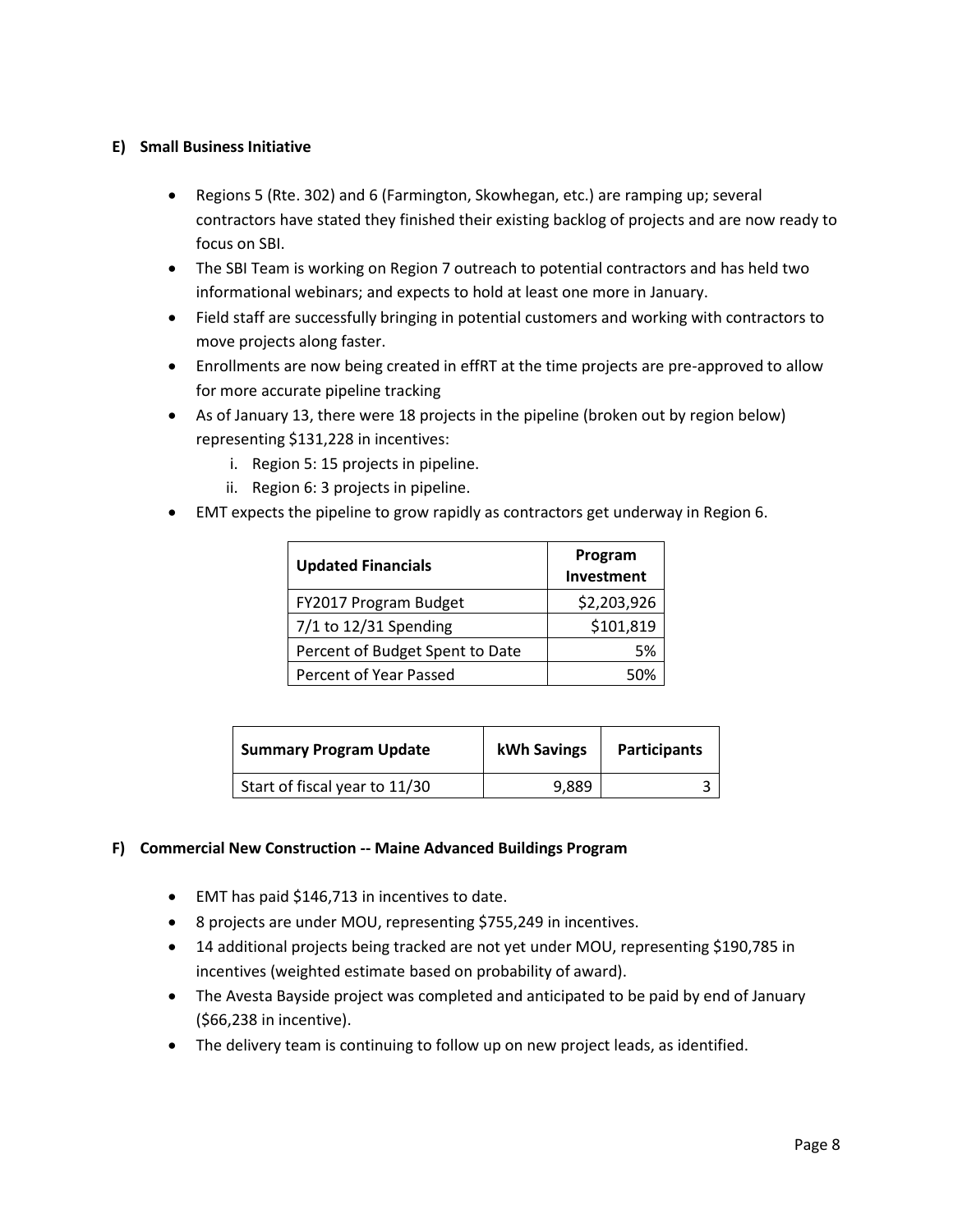### E) Small Business Initiative

- Regions 5 (Rte. 302) and 6 (Farmington, Skowhegan, etc.) are ramping up; several contractors have stated they finished their existing backlog of projects and are now ready to focus on SBI.
- The SBI Team is working on Region 7 outreach to potential contractors and has held two informational webinars; and expects to hold at least one more in January.
- Field staff are successfully bringing in potential customers and working with contractors to move projects along faster.
- Enrollments are now being created in effRT at the time projects are pre-approved to allow for more accurate pipeline tracking
- As of January 13, there were 18 projects in the pipeline (broken out by region below) representing $131,228 in incentives:
  - i. Region 5: 15 projects in pipeline.
  - ii. Region 6: 3 projects in pipeline.
- EMT expects the pipeline to grow rapidly as contractors get underway in Region 6.

| Updated Financials | Program Investment |
|---|---|
| FY2017 Program Budget | $2,203,926 |
| 7/1 to 12/31 Spending | $101,819 |
| Percent of Budget Spent to Date | 5% |
| Percent of Year Passed | 50% |

| Summary Program Update | kWh Savings | Participants |
|---|---|---|
| Start of fiscal year to 11/30 | 9,889 | 3 |

### F) Commercial New Construction -- Maine Advanced Buildings Program

- EMT has paid $146,713 in incentives to date.
- 8 projects are under MOU, representing $755,249 in incentives.
- 14 additional projects being tracked are not yet under MOU, representing $190,785 in incentives (weighted estimate based on probability of award).
- The Avesta Bayside project was completed and anticipated to be paid by end of January ($66,238 in incentive).
- The delivery team is continuing to follow up on new project leads, as identified.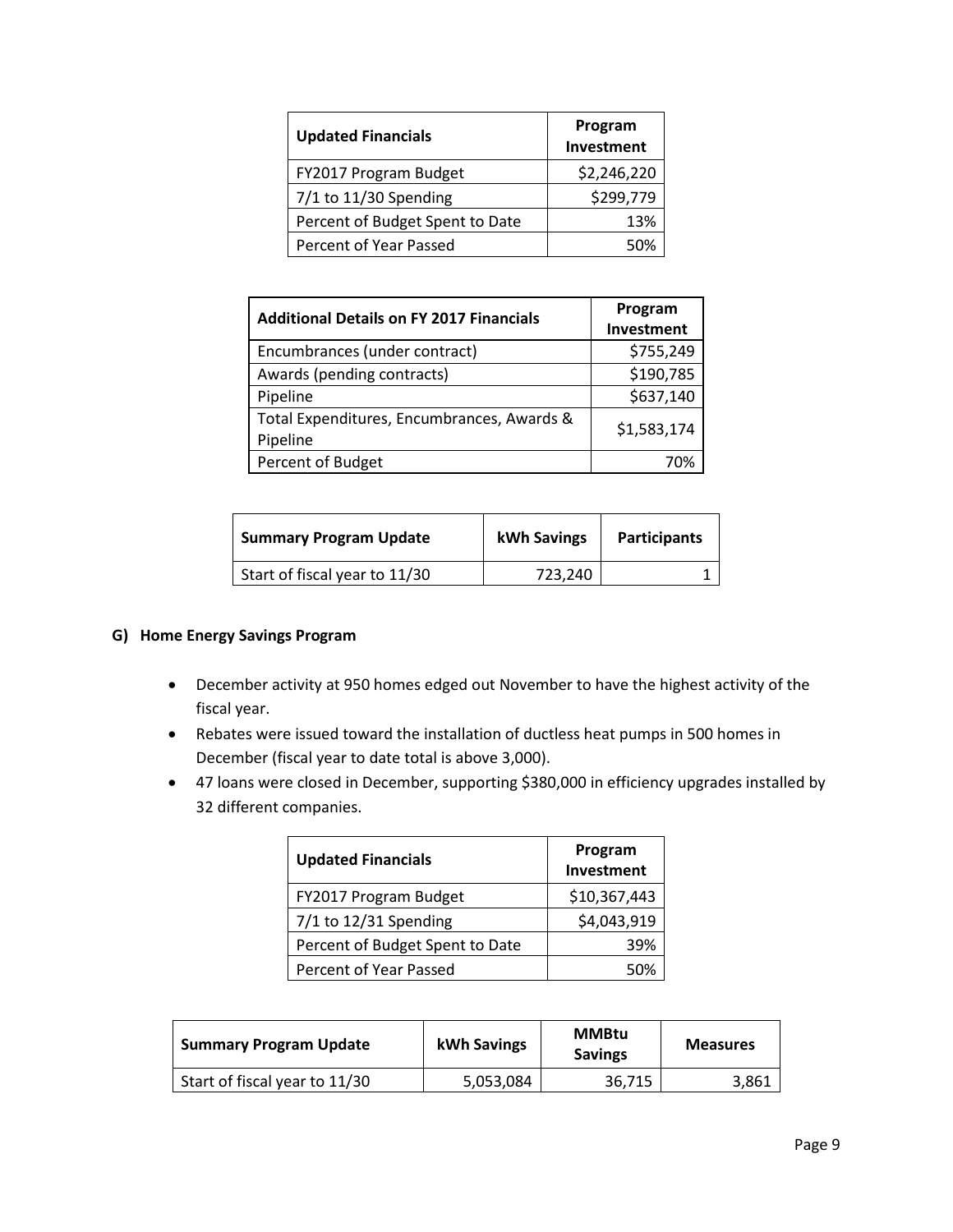| Updated Financials | Program Investment |
|---|---|
| FY2017 Program Budget | $2,246,220 |
| 7/1 to 11/30 Spending | $299,779 |
| Percent of Budget Spent to Date | 13% |
| Percent of Year Passed | 50% |

| Additional Details on FY 2017 Financials | Program Investment |
|---|---|
| Encumbrances (under contract) | $755,249 |
| Awards (pending contracts) | $190,785 |
| Pipeline | $637,140 |
| Total Expenditures, Encumbrances, Awards & Pipeline | $1,583,174 |
| Percent of Budget | 70% |

| Summary Program Update | kWh Savings | Participants |
|---|---|---|
| Start of fiscal year to 11/30 | 723,240 | 1 |

### G) Home Energy Savings Program

- December activity at 950 homes edged out November to have the highest activity of the fiscal year.
- Rebates were issued toward the installation of ductless heat pumps in 500 homes in December (fiscal year to date total is above 3,000).
- 47 loans were closed in December, supporting $380,000 in efficiency upgrades installed by 32 different companies.

| Updated Financials | Program Investment |
|---|---|
| FY2017 Program Budget | $10,367,443 |
| 7/1 to 12/31 Spending | $4,043,919 |
| Percent of Budget Spent to Date | 39% |
| Percent of Year Passed | 50% |

| Summary Program Update | kWh Savings | MMBtu Savings | Measures |
|---|---|---|---|
| Start of fiscal year to 11/30 | 5,053,084 | 36,715 | 3,861 |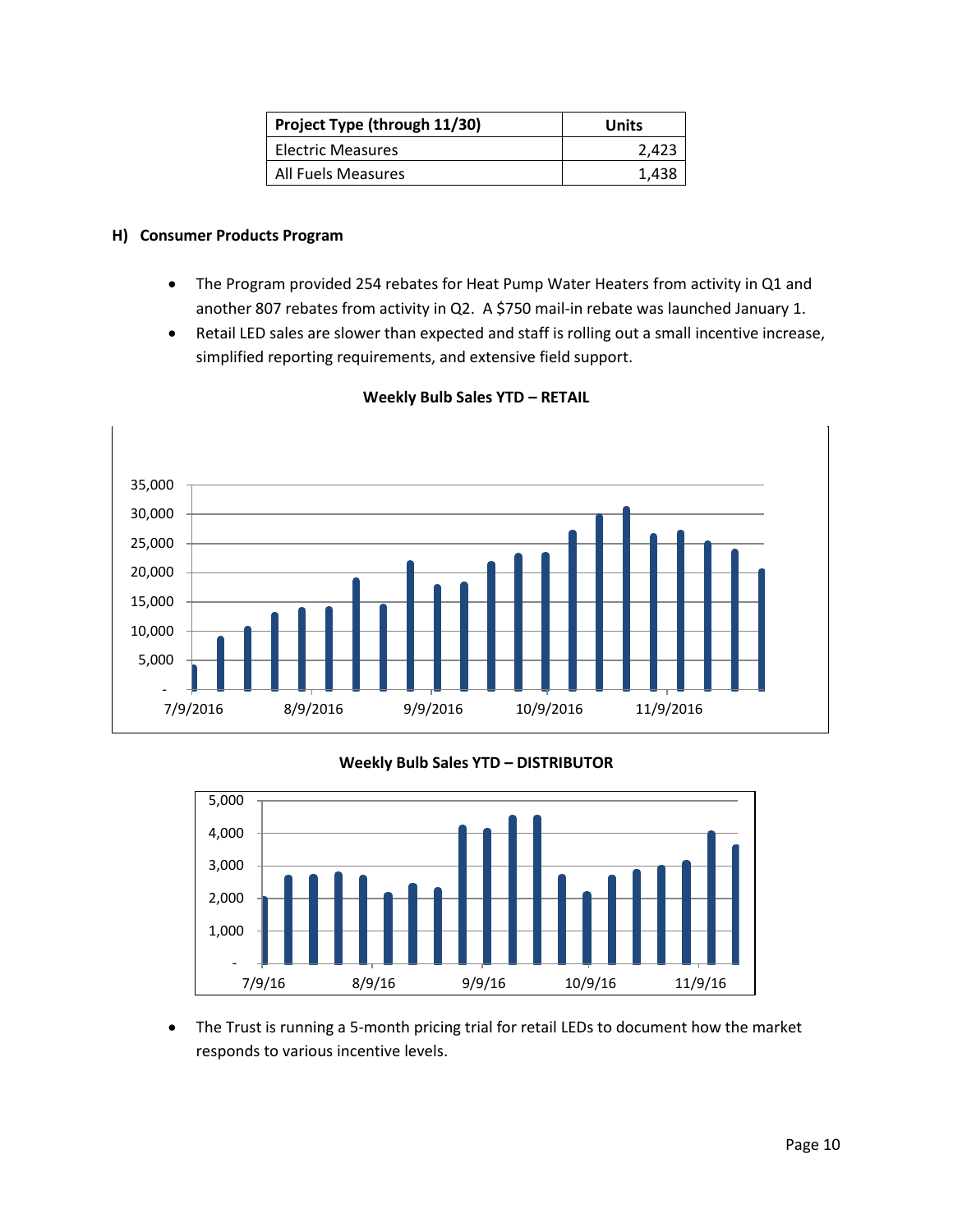| Project Type (through 11/30) | Units |
|---|---|
| Electric Measures | 2,423 |
| All Fuels Measures | 1,438 |

**H) Consumer Products Program**

- The Program provided 254 rebates for Heat Pump Water Heaters from activity in Q1 and another 807 rebates from activity in Q2. A $750 mail-in rebate was launched January 1.
- Retail LED sales are slower than expected and staff is rolling out a small incentive increase, simplified reporting requirements, and extensive field support.

**Weekly Bulb Sales YTD – RETAIL**

**Weekly Bulb Sales YTD – DISTRIBUTOR**

- The Trust is running a 5-month pricing trial for retail LEDs to document how the market responds to various incentive levels.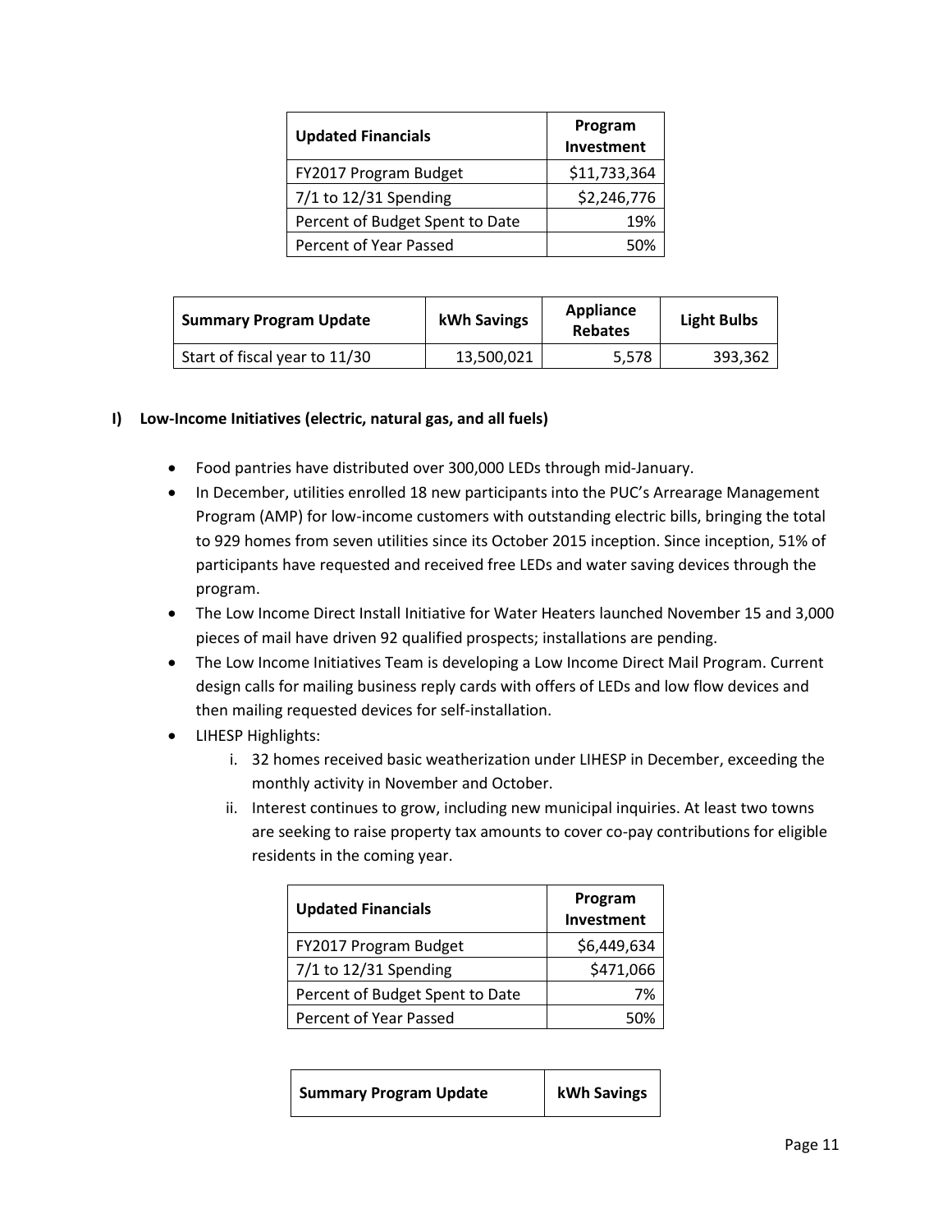| Updated Financials | Program Investment |
| --- | --- |
| FY2017 Program Budget | $11,733,364 |
| 7/1 to 12/31 Spending | $2,246,776 |
| Percent of Budget Spent to Date | 19% |
| Percent of Year Passed | 50% |

| Summary Program Update | kWh Savings | Appliance Rebates | Light Bulbs |
| --- | --- | --- | --- |
| Start of fiscal year to 11/30 | 13,500,021 | 5,578 | 393,362 |

## I) Low-Income Initiatives (electric, natural gas, and all fuels)

- Food pantries have distributed over 300,000 LEDs through mid-January.
- In December, utilities enrolled 18 new participants into the PUC's Arrearage Management Program (AMP) for low-income customers with outstanding electric bills, bringing the total to 929 homes from seven utilities since its October 2015 inception. Since inception, 51% of participants have requested and received free LEDs and water saving devices through the program.
- The Low Income Direct Install Initiative for Water Heaters launched November 15 and 3,000 pieces of mail have driven 92 qualified prospects; installations are pending.
- The Low Income Initiatives Team is developing a Low Income Direct Mail Program. Current design calls for mailing business reply cards with offers of LEDs and low flow devices and then mailing requested devices for self-installation.
- LIHESP Highlights:
    i. 32 homes received basic weatherization under LIHESP in December, exceeding the monthly activity in November and October.
    ii. Interest continues to grow, including new municipal inquiries. At least two towns are seeking to raise property tax amounts to cover co-pay contributions for eligible residents in the coming year.

| Updated Financials | Program Investment |
| --- | --- |
| FY2017 Program Budget | $6,449,634 |
| 7/1 to 12/31 Spending | $471,066 |
| Percent of Budget Spent to Date | 7% |
| Percent of Year Passed | 50% |

| Summary Program Update | kWh Savings |
| --- | --- |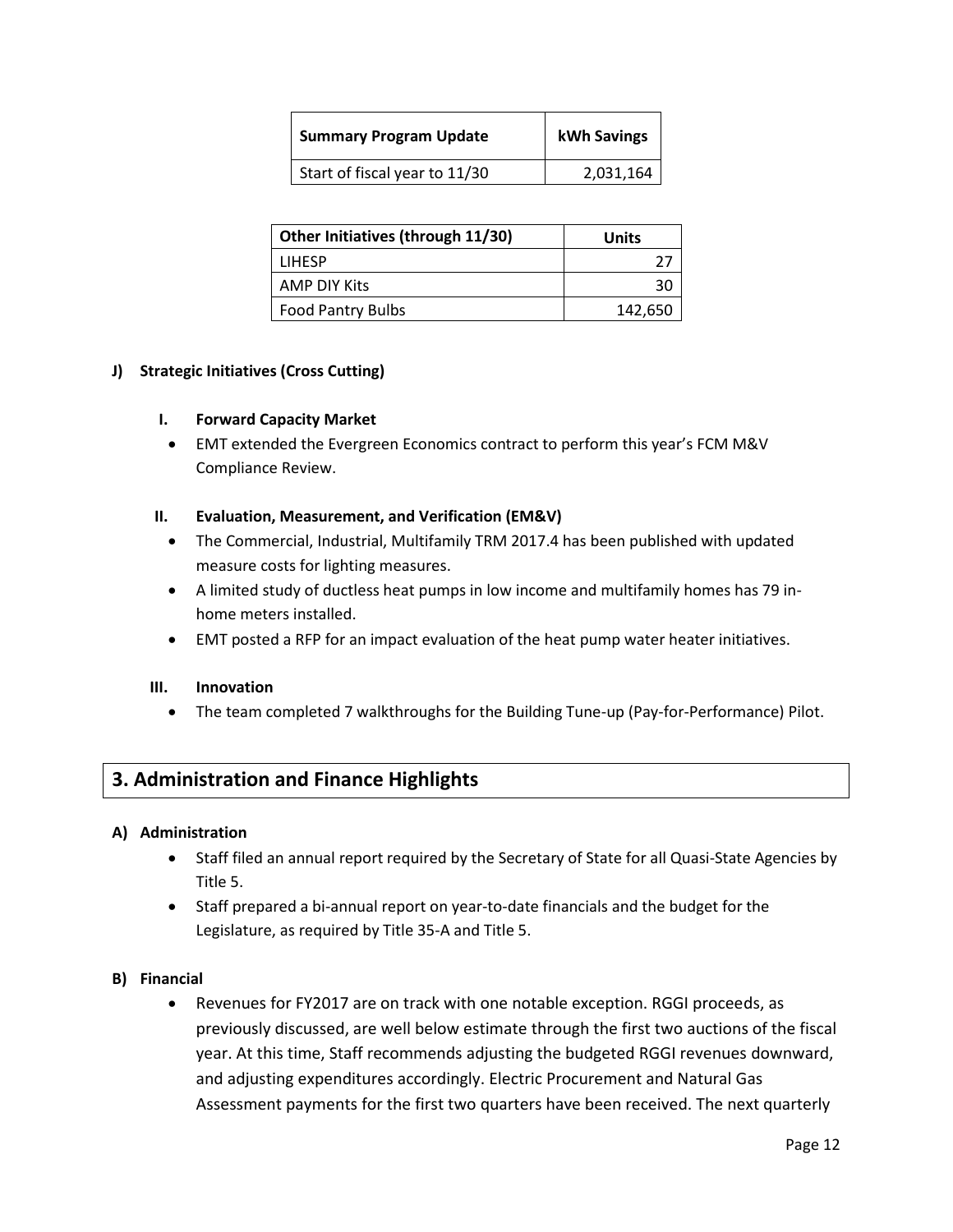| Summary Program Update | kWh Savings |
| --- | --- |
| Start of fiscal year to 11/30 | 2,031,164 |

| Other Initiatives (through 11/30) | Units |
| --- | --- |
| LIHESP | 27 |
| AMP DIY Kits | 30 |
| Food Pantry Bulbs | 142,650 |

**J) Strategic Initiatives (Cross Cutting)**

**I. Forward Capacity Market**

- EMT extended the Evergreen Economics contract to perform this year's FCM M&V Compliance Review.

**II. Evaluation, Measurement, and Verification (EM&V)**

- The Commercial, Industrial, Multifamily TRM 2017.4 has been published with updated measure costs for lighting measures.
- A limited study of ductless heat pumps in low income and multifamily homes has 79 in-home meters installed.
- EMT posted a RFP for an impact evaluation of the heat pump water heater initiatives.

**III. Innovation**

- The team completed 7 walkthroughs for the Building Tune-up (Pay-for-Performance) Pilot.

## 3. Administration and Finance Highlights

**A) Administration**

- Staff filed an annual report required by the Secretary of State for all Quasi-State Agencies by Title 5.
- Staff prepared a bi-annual report on year-to-date financials and the budget for the Legislature, as required by Title 35-A and Title 5.

**B) Financial**

- Revenues for FY2017 are on track with one notable exception. RGGI proceeds, as previously discussed, are well below estimate through the first two auctions of the fiscal year. At this time, Staff recommends adjusting the budgeted RGGI revenues downward, and adjusting expenditures accordingly. Electric Procurement and Natural Gas Assessment payments for the first two quarters have been received. The next quarterly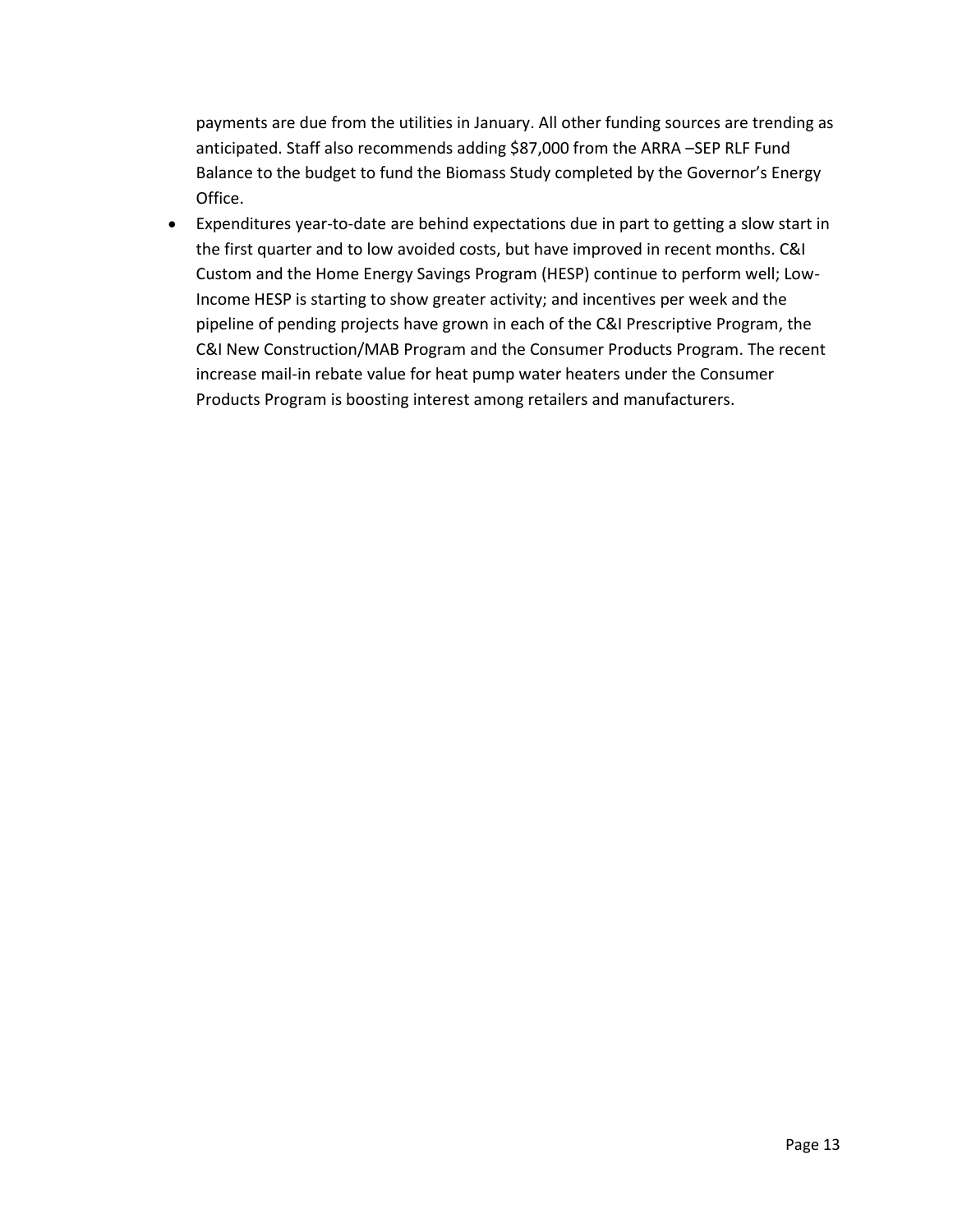payments are due from the utilities in January. All other funding sources are trending as anticipated. Staff also recommends adding $87,000 from the ARRA –SEP RLF Fund Balance to the budget to fund the Biomass Study completed by the Governor's Energy Office.

- Expenditures year-to-date are behind expectations due in part to getting a slow start in the first quarter and to low avoided costs, but have improved in recent months. C&I Custom and the Home Energy Savings Program (HESP) continue to perform well; Low-Income HESP is starting to show greater activity; and incentives per week and the pipeline of pending projects have grown in each of the C&I Prescriptive Program, the C&I New Construction/MAB Program and the Consumer Products Program. The recent increase mail-in rebate value for heat pump water heaters under the Consumer Products Program is boosting interest among retailers and manufacturers.